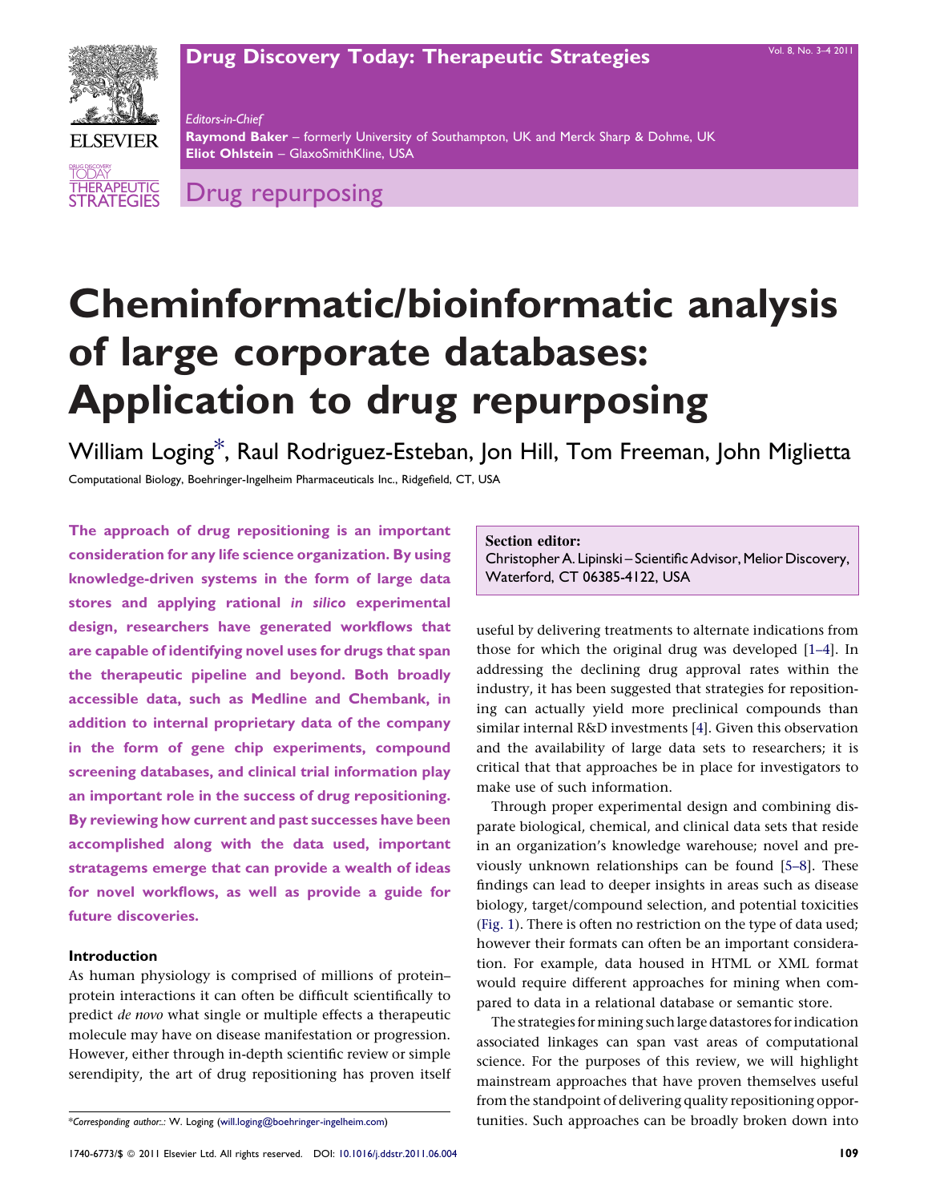# Cheminformatic/bioinformatic analysis of large corporate databases: Application to drug repurposing

William Loging*, Raul Rodriguez-Esteban, Jon Hill, Tom Freeman, John Miglietta

Computational Biology, Boehringer-Ingelheim Pharmaceuticals Inc., Ridgefield, CT, USA

**The approach of drug repositioning is an important consideration for any life science organization. By using knowledge-driven systems in the form of large data stores and applying rational *in silico* experimental design, researchers have generated workflows that are capable of identifying novel uses for drugs that span the therapeutic pipeline and beyond. Both broadly accessible data, such as Medline and Chembank, in addition to internal proprietary data of the company in the form of gene chip experiments, compound screening databases, and clinical trial information play an important role in the success of drug repositioning. By reviewing how current and past successes have been accomplished along with the data used, important stratagems emerge that can provide a wealth of ideas for novel workflows, as well as provide a guide for future discoveries.**

**Section editor:**
Christopher A. Lipinski – Scientific Advisor, Melior Discovery, Waterford, CT 06385-4122, USA

## Introduction

As human physiology is comprised of millions of protein–protein interactions it can often be difficult scientifically to predict *de novo* what single or multiple effects a therapeutic molecule may have on disease manifestation or progression. However, either through in-depth scientific review or simple serendipity, the art of drug repositioning has proven itself useful by delivering treatments to alternate indications from those for which the original drug was developed [1–4]. In addressing the declining drug approval rates within the industry, it has been suggested that strategies for repositioning can actually yield more preclinical compounds than similar internal R&D investments [4]. Given this observation and the availability of large data sets to researchers; it is critical that that approaches be in place for investigators to make use of such information.

Through proper experimental design and combining disparate biological, chemical, and clinical data sets that reside in an organization's knowledge warehouse; novel and previously unknown relationships can be found [5–8]. These findings can lead to deeper insights in areas such as disease biology, target/compound selection, and potential toxicities (Fig. 1). There is often no restriction on the type of data used; however their formats can often be an important consideration. For example, data housed in HTML or XML format would require different approaches for mining when compared to data in a relational database or semantic store.

The strategies for mining such large datastores for indication associated linkages can span vast areas of computational science. For the purposes of this review, we will highlight mainstream approaches that have proven themselves useful from the standpoint of delivering quality repositioning opportunities. Such approaches can be broadly broken down into

*Corresponding author:: W. Loging (will.loging@boehringer-ingelheim.com)

1740-6773/$ © 2011 Elsevier Ltd. All rights reserved. DOI: 10.1016/j.ddstr.2011.06.004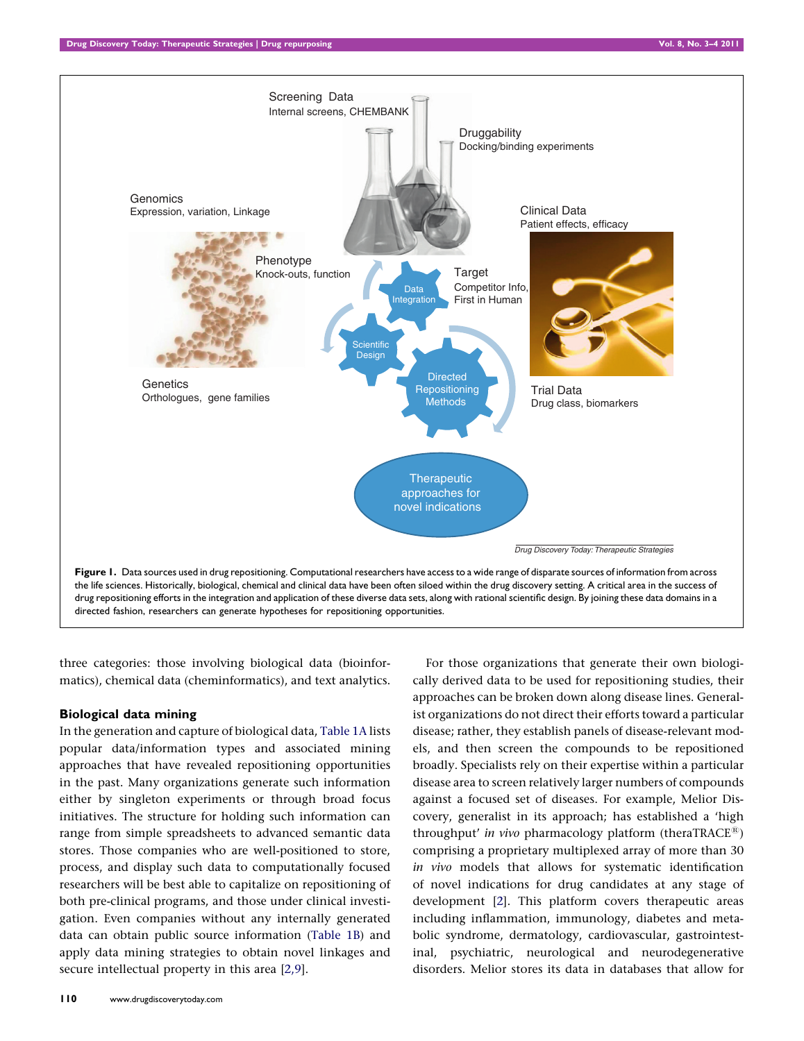Figure 1. Data sources used in drug repositioning. Computational researchers have access to a wide range of disparate sources of information from across the life sciences. Historically, biological, chemical and clinical data have been often siloed within the drug discovery setting. A critical area in the success of drug repositioning efforts in the integration and application of these diverse data sets, along with rational scientific design. By joining these data domains in a directed fashion, researchers can generate hypotheses for repositioning opportunities.

three categories: those involving biological data (bioinformatics), chemical data (cheminformatics), and text analytics.

### Biological data mining

In the generation and capture of biological data, Table 1A lists popular data/information types and associated mining approaches that have revealed repositioning opportunities in the past. Many organizations generate such information either by singleton experiments or through broad focus initiatives. The structure for holding such information can range from simple spreadsheets to advanced semantic data stores. Those companies who are well-positioned to store, process, and display such data to computationally focused researchers will be best able to capitalize on repositioning of both pre-clinical programs, and those under clinical investigation. Even companies without any internally generated data can obtain public source information (Table 1B) and apply data mining strategies to obtain novel linkages and secure intellectual property in this area [2,9].

For those organizations that generate their own biologically derived data to be used for repositioning studies, their approaches can be broken down along disease lines. Generalist organizations do not direct their efforts toward a particular disease; rather, they establish panels of disease-relevant models, and then screen the compounds to be repositioned broadly. Specialists rely on their expertise within a particular disease area to screen relatively larger numbers of compounds against a focused set of diseases. For example, Melior Discovery, generalist in its approach; has established a 'high throughput' *in vivo* pharmacology platform (theraTRACE®) comprising a proprietary multiplexed array of more than 30 *in vivo* models that allows for systematic identification of novel indications for drug candidates at any stage of development [2]. This platform covers therapeutic areas including inflammation, immunology, diabetes and metabolic syndrome, dermatology, cardiovascular, gastrointestinal, psychiatric, neurological and neurodegenerative disorders. Melior stores its data in databases that allow for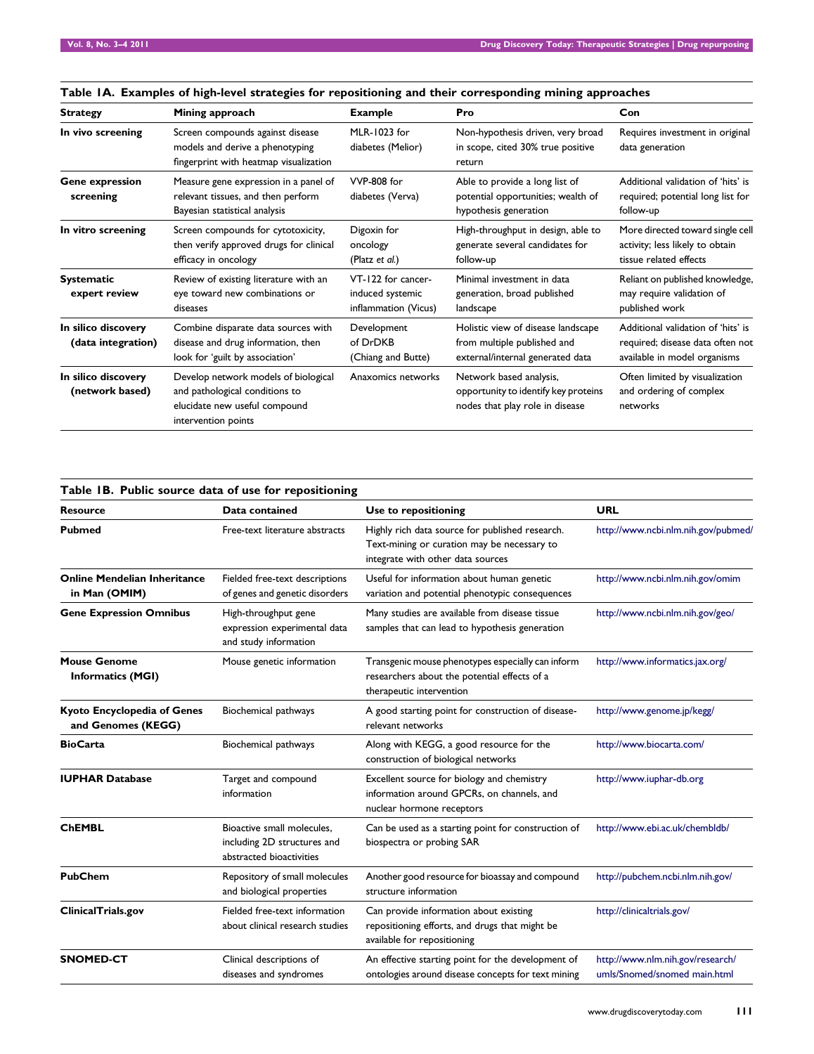**Table 1A. Examples of high-level strategies for repositioning and their corresponding mining approaches**

| Strategy | Mining approach | Example | Pro | Con |
|---|---|---|---|---|
| **In vivo screening** | Screen compounds against disease models and derive a phenotyping fingerprint with heatmap visualization | MLR-1023 for diabetes (Melior) | Non-hypothesis driven, very broad in scope, cited 30% true positive return | Requires investment in original data generation |
| **Gene expression screening** | Measure gene expression in a panel of relevant tissues, and then perform Bayesian statistical analysis | VVP-808 for diabetes (Verva) | Able to provide a long list of potential opportunities; wealth of hypothesis generation | Additional validation of 'hits' is required; potential long list for follow-up |
| **In vitro screening** | Screen compounds for cytotoxicity, then verify approved drugs for clinical efficacy in oncology | Digoxin for oncology (Platz *et al.*) | High-throughput in design, able to generate several candidates for follow-up | More directed toward single cell activity; less likely to obtain tissue related effects |
| **Systematic expert review** | Review of existing literature with an eye toward new combinations or diseases | VT-122 for cancer-induced systemic inflammation (Vicus) | Minimal investment in data generation, broad published landscape | Reliant on published knowledge, may require validation of published work |
| **In silico discovery (data integration)** | Combine disparate data sources with disease and drug information, then look for 'guilt by association' | Development of DrDKB (Chiang and Butte) | Holistic view of disease landscape from multiple published and external/internal generated data | Additional validation of 'hits' is required; disease data often not available in model organisms |
| **In silico discovery (network based)** | Develop network models of biological and pathological conditions to elucidate new useful compound intervention points | Anaxomics networks | Network based analysis, opportunity to identify key proteins nodes that play role in disease | Often limited by visualization and ordering of complex networks |

**Table 1B. Public source data of use for repositioning**

| Resource | Data contained | Use to repositioning | URL |
|---|---|---|---|
| **Pubmed** | Free-text literature abstracts | Highly rich data source for published research. Text-mining or curation may be necessary to integrate with other data sources | http://www.ncbi.nlm.nih.gov/pubmed/ |
| **Online Mendelian Inheritance in Man (OMIM)** | Fielded free-text descriptions of genes and genetic disorders | Useful for information about human genetic variation and potential phenotypic consequences | http://www.ncbi.nlm.nih.gov/omim |
| **Gene Expression Omnibus** | High-throughput gene expression experimental data and study information | Many studies are available from disease tissue samples that can lead to hypothesis generation | http://www.ncbi.nlm.nih.gov/geo/ |
| **Mouse Genome Informatics (MGI)** | Mouse genetic information | Transgenic mouse phenotypes especially can inform researchers about the potential effects of a therapeutic intervention | http://www.informatics.jax.org/ |
| **Kyoto Encyclopedia of Genes and Genomes (KEGG)** | Biochemical pathways | A good starting point for construction of disease-relevant networks | http://www.genome.jp/kegg/ |
| **BioCarta** | Biochemical pathways | Along with KEGG, a good resource for the construction of biological networks | http://www.biocarta.com/ |
| **IUPHAR Database** | Target and compound information | Excellent source for biology and chemistry information around GPCRs, on channels, and nuclear hormone receptors | http://www.iuphar-db.org |
| **ChEMBL** | Bioactive small molecules, including 2D structures and abstracted bioactivities | Can be used as a starting point for construction of biospectra or probing SAR | http://www.ebi.ac.uk/chembldb/ |
| **PubChem** | Repository of small molecules and biological properties | Another good resource for bioassay and compound structure information | http://pubchem.ncbi.nlm.nih.gov/ |
| **ClinicalTrials.gov** | Fielded free-text information about clinical research studies | Can provide information about existing repositioning efforts, and drugs that might be available for repositioning | http://clinicaltrials.gov/ |
| **SNOMED-CT** | Clinical descriptions of diseases and syndromes | An effective starting point for the development of ontologies around disease concepts for text mining | http://www.nlm.nih.gov/research/umls/Snomed/snomed main.html |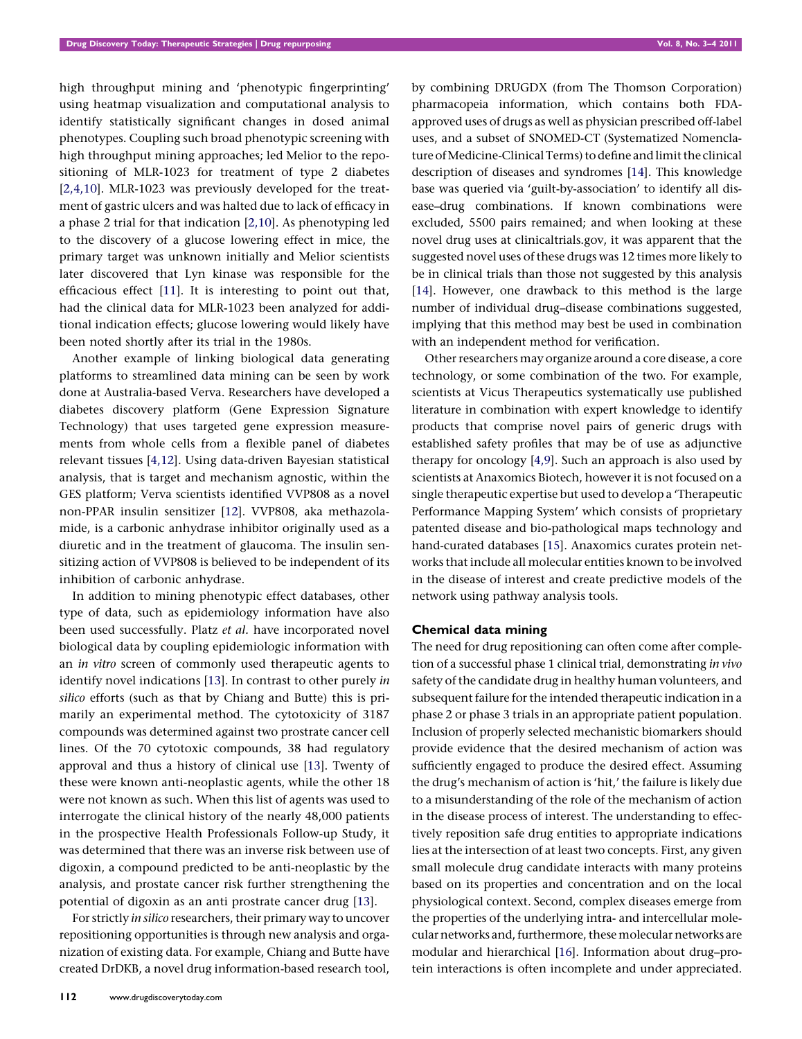high throughput mining and 'phenotypic fingerprinting' using heatmap visualization and computational analysis to identify statistically significant changes in dosed animal phenotypes. Coupling such broad phenotypic screening with high throughput mining approaches; led Melior to the repositioning of MLR-1023 for treatment of type 2 diabetes [2,4,10]. MLR-1023 was previously developed for the treatment of gastric ulcers and was halted due to lack of efficacy in a phase 2 trial for that indication [2,10]. As phenotyping led to the discovery of a glucose lowering effect in mice, the primary target was unknown initially and Melior scientists later discovered that Lyn kinase was responsible for the efficacious effect [11]. It is interesting to point out that, had the clinical data for MLR-1023 been analyzed for additional indication effects; glucose lowering would likely have been noted shortly after its trial in the 1980s.

Another example of linking biological data generating platforms to streamlined data mining can be seen by work done at Australia-based Verva. Researchers have developed a diabetes discovery platform (Gene Expression Signature Technology) that uses targeted gene expression measurements from whole cells from a flexible panel of diabetes relevant tissues [4,12]. Using data-driven Bayesian statistical analysis, that is target and mechanism agnostic, within the GES platform; Verva scientists identified VVP808 as a novel non-PPAR insulin sensitizer [12]. VVP808, aka methazolamide, is a carbonic anhydrase inhibitor originally used as a diuretic and in the treatment of glaucoma. The insulin sensitizing action of VVP808 is believed to be independent of its inhibition of carbonic anhydrase.

In addition to mining phenotypic effect databases, other type of data, such as epidemiology information have also been used successfully. Platz *et al*. have incorporated novel biological data by coupling epidemiologic information with an *in vitro* screen of commonly used therapeutic agents to identify novel indications [13]. In contrast to other purely *in silico* efforts (such as that by Chiang and Butte) this is primarily an experimental method. The cytotoxicity of 3187 compounds was determined against two prostrate cancer cell lines. Of the 70 cytotoxic compounds, 38 had regulatory approval and thus a history of clinical use [13]. Twenty of these were known anti-neoplastic agents, while the other 18 were not known as such. When this list of agents was used to interrogate the clinical history of the nearly 48,000 patients in the prospective Health Professionals Follow-up Study, it was determined that there was an inverse risk between use of digoxin, a compound predicted to be anti-neoplastic by the analysis, and prostate cancer risk further strengthening the potential of digoxin as an anti prostrate cancer drug [13].

For strictly *in silico* researchers, their primary way to uncover repositioning opportunities is through new analysis and organization of existing data. For example, Chiang and Butte have created DrDKB, a novel drug information-based research tool, by combining DRUGDX (from The Thomson Corporation) pharmacopeia information, which contains both FDA-approved uses of drugs as well as physician prescribed off-label uses, and a subset of SNOMED-CT (Systematized Nomenclature of Medicine-Clinical Terms) to define and limit the clinical description of diseases and syndromes [14]. This knowledge base was queried via 'guilt-by-association' to identify all disease–drug combinations. If known combinations were excluded, 5500 pairs remained; and when looking at these novel drug uses at clinicaltrials.gov, it was apparent that the suggested novel uses of these drugs was 12 times more likely to be in clinical trials than those not suggested by this analysis [14]. However, one drawback to this method is the large number of individual drug–disease combinations suggested, implying that this method may best be used in combination with an independent method for verification.

Other researchers may organize around a core disease, a core technology, or some combination of the two. For example, scientists at Vicus Therapeutics systematically use published literature in combination with expert knowledge to identify products that comprise novel pairs of generic drugs with established safety profiles that may be of use as adjunctive therapy for oncology [4,9]. Such an approach is also used by scientists at Anaxomics Biotech, however it is not focused on a single therapeutic expertise but used to develop a 'Therapeutic Performance Mapping System' which consists of proprietary patented disease and bio-pathological maps technology and hand-curated databases [15]. Anaxomics curates protein networks that include all molecular entities known to be involved in the disease of interest and create predictive models of the network using pathway analysis tools.

### Chemical data mining

The need for drug repositioning can often come after completion of a successful phase 1 clinical trial, demonstrating *in vivo* safety of the candidate drug in healthy human volunteers, and subsequent failure for the intended therapeutic indication in a phase 2 or phase 3 trials in an appropriate patient population. Inclusion of properly selected mechanistic biomarkers should provide evidence that the desired mechanism of action was sufficiently engaged to produce the desired effect. Assuming the drug's mechanism of action is 'hit,' the failure is likely due to a misunderstanding of the role of the mechanism of action in the disease process of interest. The understanding to effectively reposition safe drug entities to appropriate indications lies at the intersection of at least two concepts. First, any given small molecule drug candidate interacts with many proteins based on its properties and concentration and on the local physiological context. Second, complex diseases emerge from the properties of the underlying intra- and intercellular molecular networks and, furthermore, these molecular networks are modular and hierarchical [16]. Information about drug–protein interactions is often incomplete and under appreciated.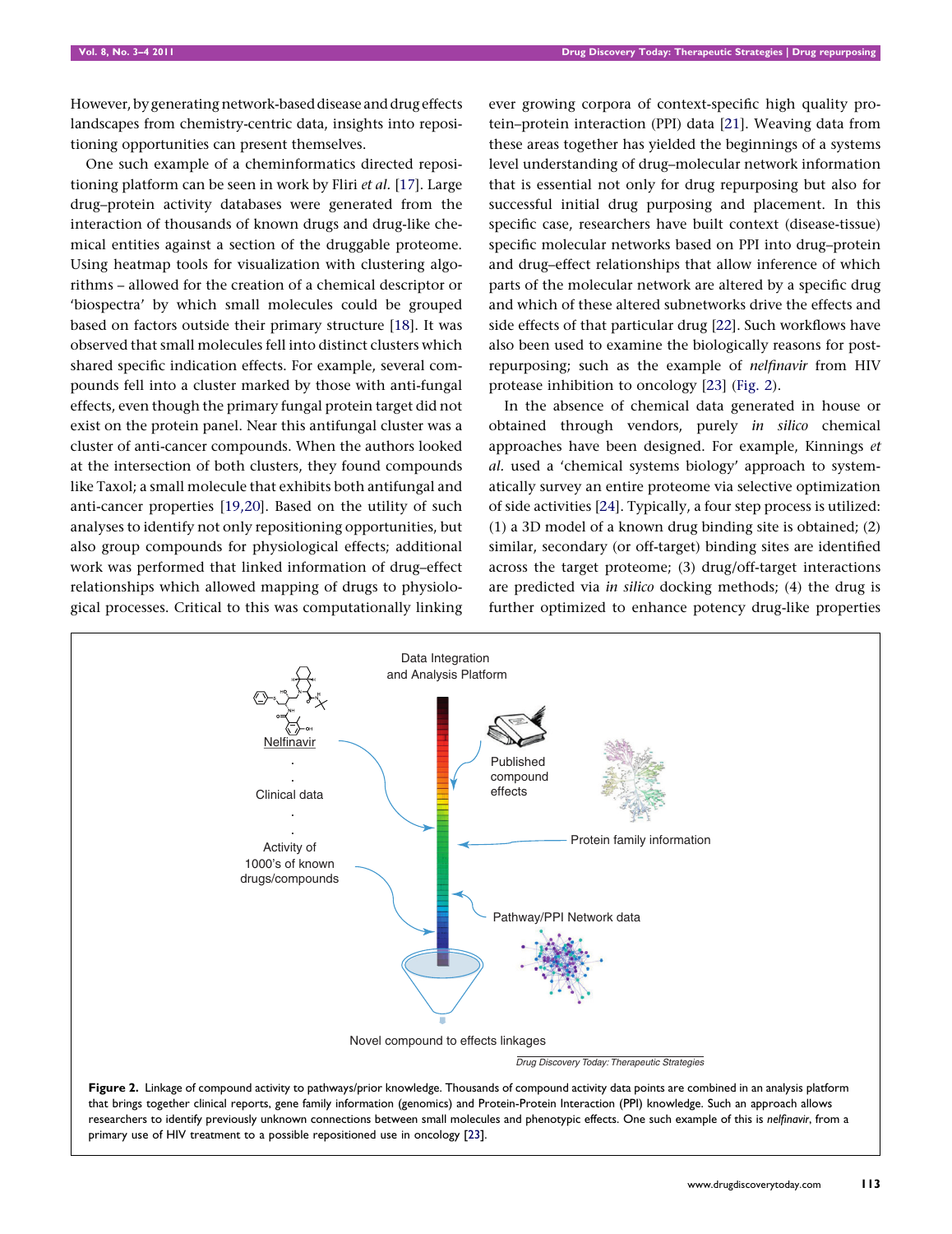However, by generating network-based disease and drug effects landscapes from chemistry-centric data, insights into repositioning opportunities can present themselves.

One such example of a cheminformatics directed repositioning platform can be seen in work by Fliri *et al.* [17]. Large drug–protein activity databases were generated from the interaction of thousands of known drugs and drug-like chemical entities against a section of the druggable proteome. Using heatmap tools for visualization with clustering algorithms – allowed for the creation of a chemical descriptor or 'biospectra' by which small molecules could be grouped based on factors outside their primary structure [18]. It was observed that small molecules fell into distinct clusters which shared specific indication effects. For example, several compounds fell into a cluster marked by those with anti-fungal effects, even though the primary fungal protein target did not exist on the protein panel. Near this antifungal cluster was a cluster of anti-cancer compounds. When the authors looked at the intersection of both clusters, they found compounds like Taxol; a small molecule that exhibits both antifungal and anti-cancer properties [19,20]. Based on the utility of such analyses to identify not only repositioning opportunities, but also group compounds for physiological effects; additional work was performed that linked information of drug–effect relationships which allowed mapping of drugs to physiological processes. Critical to this was computationally linking ever growing corpora of context-specific high quality protein–protein interaction (PPI) data [21]. Weaving data from these areas together has yielded the beginnings of a systems level understanding of drug–molecular network information that is essential not only for drug repurposing but also for successful initial drug purposing and placement. In this specific case, researchers have built context (disease-tissue) specific molecular networks based on PPI into drug–protein and drug–effect relationships that allow inference of which parts of the molecular network are altered by a specific drug and which of these altered subnetworks drive the effects and side effects of that particular drug [22]. Such workflows have also been used to examine the biologically reasons for post-repurposing; such as the example of *nelfinavir* from HIV protease inhibition to oncology [23] (Fig. 2).

In the absence of chemical data generated in house or obtained through vendors, purely *in silico* chemical approaches have been designed. For example, Kinnings *et al.* used a 'chemical systems biology' approach to systematically survey an entire proteome via selective optimization of side activities [24]. Typically, a four step process is utilized: (1) a 3D model of a known drug binding site is obtained; (2) similar, secondary (or off-target) binding sites are identified across the target proteome; (3) drug/off-target interactions are predicted via *in silico* docking methods; (4) the drug is further optimized to enhance potency drug-like properties

**Figure 2.** Linkage of compound activity to pathways/prior knowledge. Thousands of compound activity data points are combined in an analysis platform that brings together clinical reports, gene family information (genomics) and Protein-Protein Interaction (PPI) knowledge. Such an approach allows researchers to identify previously unknown connections between small molecules and phenotypic effects. One such example of this is *nelfinavir*, from a primary use of HIV treatment to a possible repositioned use in oncology [23].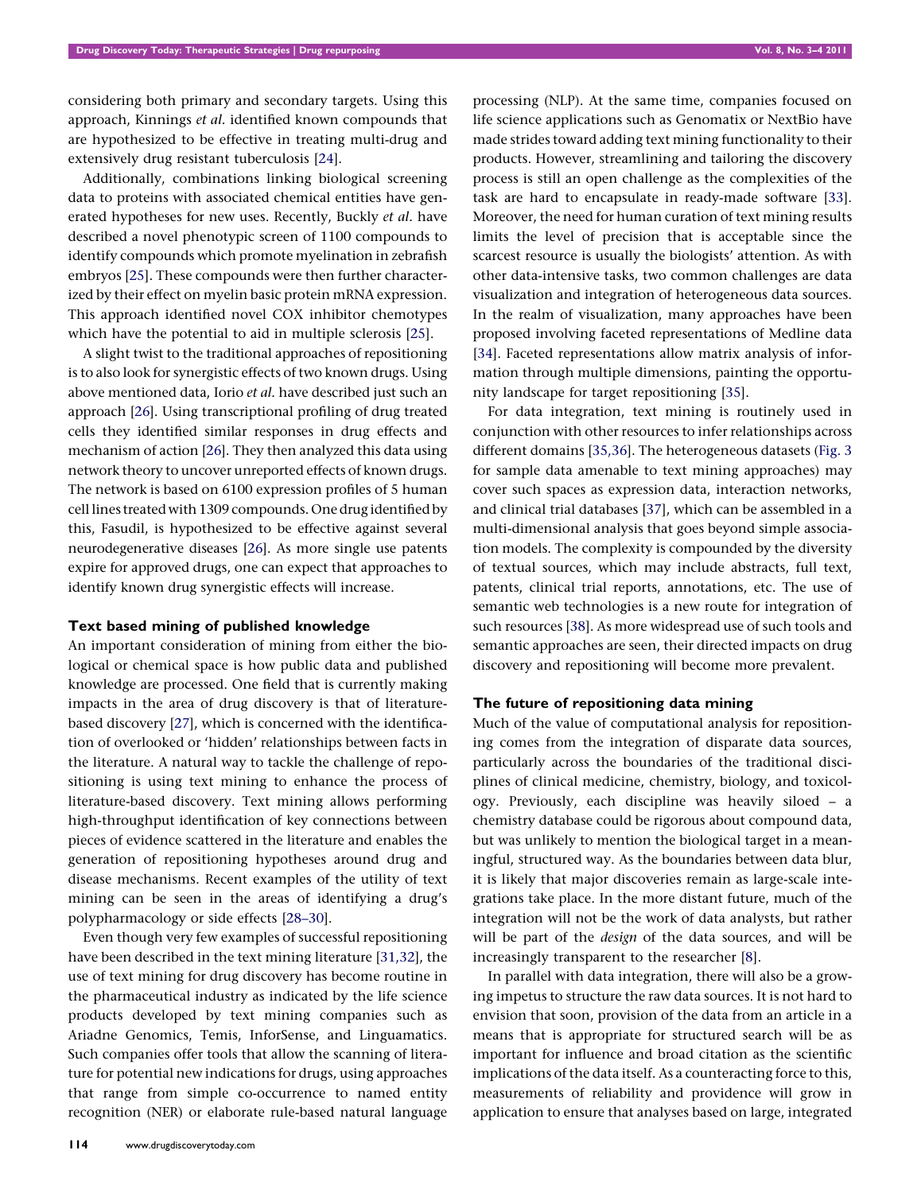considering both primary and secondary targets. Using this approach, Kinnings *et al.* identified known compounds that are hypothesized to be effective in treating multi-drug and extensively drug resistant tuberculosis [24].

Additionally, combinations linking biological screening data to proteins with associated chemical entities have generated hypotheses for new uses. Recently, Buckly *et al.* have described a novel phenotypic screen of 1100 compounds to identify compounds which promote myelination in zebrafish embryos [25]. These compounds were then further characterized by their effect on myelin basic protein mRNA expression. This approach identified novel COX inhibitor chemotypes which have the potential to aid in multiple sclerosis [25].

A slight twist to the traditional approaches of repositioning is to also look for synergistic effects of two known drugs. Using above mentioned data, Iorio *et al.* have described just such an approach [26]. Using transcriptional profiling of drug treated cells they identified similar responses in drug effects and mechanism of action [26]. They then analyzed this data using network theory to uncover unreported effects of known drugs. The network is based on 6100 expression profiles of 5 human cell lines treated with 1309 compounds. One drug identified by this, Fasudil, is hypothesized to be effective against several neurodegenerative diseases [26]. As more single use patents expire for approved drugs, one can expect that approaches to identify known drug synergistic effects will increase.

### Text based mining of published knowledge

An important consideration of mining from either the biological or chemical space is how public data and published knowledge are processed. One field that is currently making impacts in the area of drug discovery is that of literature-based discovery [27], which is concerned with the identification of overlooked or 'hidden' relationships between facts in the literature. A natural way to tackle the challenge of repositioning is using text mining to enhance the process of literature-based discovery. Text mining allows performing high-throughput identification of key connections between pieces of evidence scattered in the literature and enables the generation of repositioning hypotheses around drug and disease mechanisms. Recent examples of the utility of text mining can be seen in the areas of identifying a drug's polypharmacology or side effects [28–30].

Even though very few examples of successful repositioning have been described in the text mining literature [31,32], the use of text mining for drug discovery has become routine in the pharmaceutical industry as indicated by the life science products developed by text mining companies such as Ariadne Genomics, Temis, InforSense, and Linguamatics. Such companies offer tools that allow the scanning of literature for potential new indications for drugs, using approaches that range from simple co-occurrence to named entity recognition (NER) or elaborate rule-based natural language processing (NLP). At the same time, companies focused on life science applications such as Genomatix or NextBio have made strides toward adding text mining functionality to their products. However, streamlining and tailoring the discovery process is still an open challenge as the complexities of the task are hard to encapsulate in ready-made software [33]. Moreover, the need for human curation of text mining results limits the level of precision that is acceptable since the scarcest resource is usually the biologists' attention. As with other data-intensive tasks, two common challenges are data visualization and integration of heterogeneous data sources. In the realm of visualization, many approaches have been proposed involving faceted representations of Medline data [34]. Faceted representations allow matrix analysis of information through multiple dimensions, painting the opportunity landscape for target repositioning [35].

For data integration, text mining is routinely used in conjunction with other resources to infer relationships across different domains [35,36]. The heterogeneous datasets (Fig. 3 for sample data amenable to text mining approaches) may cover such spaces as expression data, interaction networks, and clinical trial databases [37], which can be assembled in a multi-dimensional analysis that goes beyond simple association models. The complexity is compounded by the diversity of textual sources, which may include abstracts, full text, patents, clinical trial reports, annotations, etc. The use of semantic web technologies is a new route for integration of such resources [38]. As more widespread use of such tools and semantic approaches are seen, their directed impacts on drug discovery and repositioning will become more prevalent.

### The future of repositioning data mining

Much of the value of computational analysis for repositioning comes from the integration of disparate data sources, particularly across the boundaries of the traditional disciplines of clinical medicine, chemistry, biology, and toxicology. Previously, each discipline was heavily siloed – a chemistry database could be rigorous about compound data, but was unlikely to mention the biological target in a meaningful, structured way. As the boundaries between data blur, it is likely that major discoveries remain as large-scale integrations take place. In the more distant future, much of the integration will not be the work of data analysts, but rather will be part of the *design* of the data sources, and will be increasingly transparent to the researcher [8].

In parallel with data integration, there will also be a growing impetus to structure the raw data sources. It is not hard to envision that soon, provision of the data from an article in a means that is appropriate for structured search will be as important for influence and broad citation as the scientific implications of the data itself. As a counteracting force to this, measurements of reliability and providence will grow in application to ensure that analyses based on large, integrated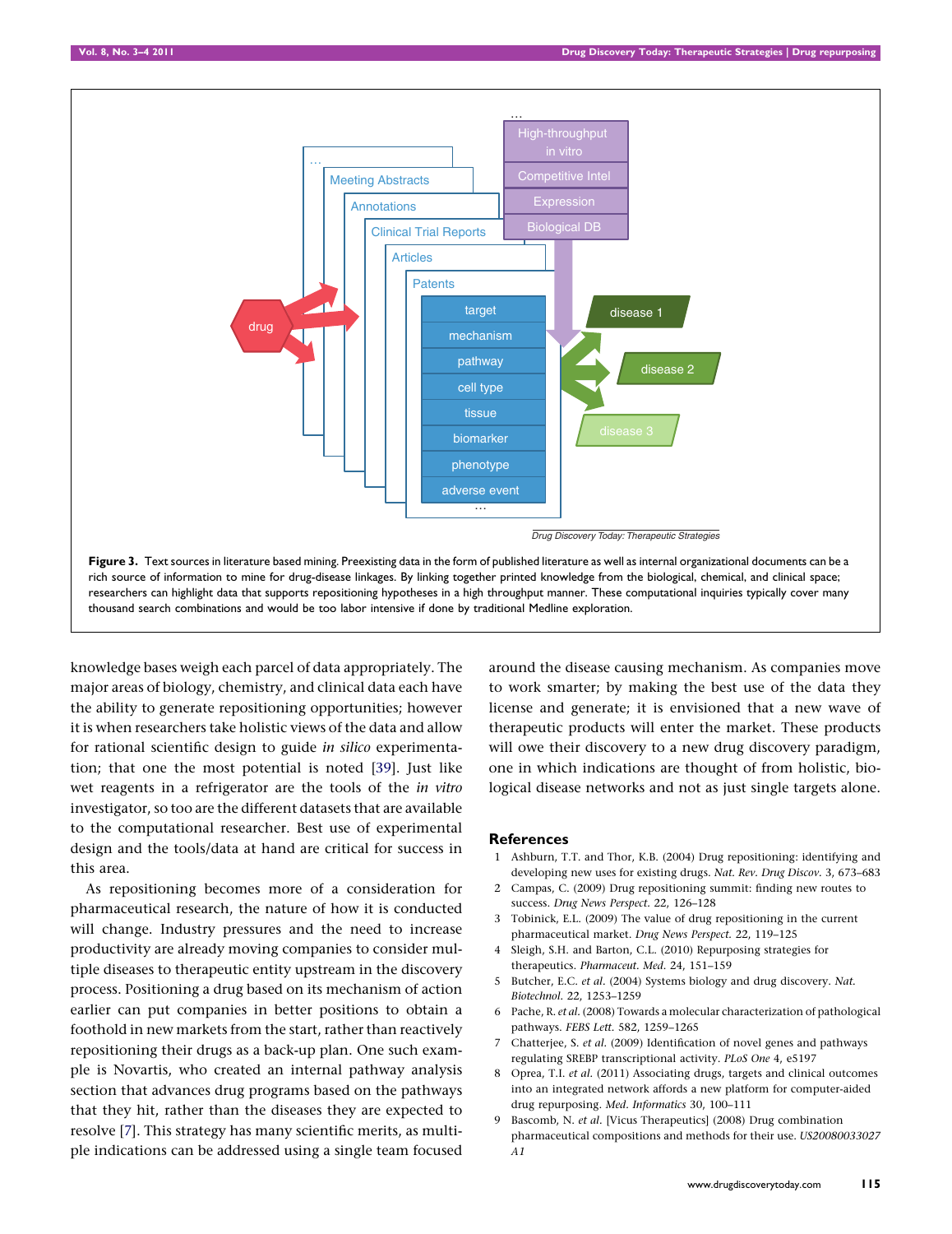...

High-throughput in vitro

Competitive Intel

Expression

Biological DB

...

Meeting Abstracts

Annotations

Clinical Trial Reports

Articles

Patents

drug

target

mechanism

pathway

cell type

tissue

biomarker

phenotype

adverse event

...

disease 1

disease 2

disease 3

Drug Discovery Today: Therapeutic Strategies

**Figure 3.** Text sources in literature based mining. Preexisting data in the form of published literature as well as internal organizational documents can be a rich source of information to mine for drug-disease linkages. By linking together printed knowledge from the biological, chemical, and clinical space; researchers can highlight data that supports repositioning hypotheses in a high throughput manner. These computational inquiries typically cover many thousand search combinations and would be too labor intensive if done by traditional Medline exploration.

knowledge bases weigh each parcel of data appropriately. The major areas of biology, chemistry, and clinical data each have the ability to generate repositioning opportunities; however it is when researchers take holistic views of the data and allow for rational scientific design to guide *in silico* experimentation; that one the most potential is noted [39]. Just like wet reagents in a refrigerator are the tools of the *in vitro* investigator, so too are the different datasets that are available to the computational researcher. Best use of experimental design and the tools/data at hand are critical for success in this area.

As repositioning becomes more of a consideration for pharmaceutical research, the nature of how it is conducted will change. Industry pressures and the need to increase productivity are already moving companies to consider multiple diseases to therapeutic entity upstream in the discovery process. Positioning a drug based on its mechanism of action earlier can put companies in better positions to obtain a foothold in new markets from the start, rather than reactively repositioning their drugs as a back-up plan. One such example is Novartis, who created an internal pathway analysis section that advances drug programs based on the pathways that they hit, rather than the diseases they are expected to resolve [7]. This strategy has many scientific merits, as multiple indications can be addressed using a single team focused around the disease causing mechanism. As companies move to work smarter; by making the best use of the data they license and generate; it is envisioned that a new wave of therapeutic products will enter the market. These products will owe their discovery to a new drug discovery paradigm, one in which indications are thought of from holistic, biological disease networks and not as just single targets alone.

## References

1 Ashburn, T.T. and Thor, K.B. (2004) Drug repositioning: identifying and developing new uses for existing drugs. *Nat. Rev. Drug Discov.* 3, 673–683

2 Campas, C. (2009) Drug repositioning summit: finding new routes to success. *Drug News Perspect.* 22, 126–128

3 Tobinick, E.L. (2009) The value of drug repositioning in the current pharmaceutical market. *Drug News Perspect.* 22, 119–125

4 Sleigh, S.H. and Barton, C.L. (2010) Repurposing strategies for therapeutics. *Pharmaceut. Med.* 24, 151–159

5 Butcher, E.C. *et al.* (2004) Systems biology and drug discovery. *Nat. Biotechnol.* 22, 1253–1259

6 Pache, R. *et al.* (2008) Towards a molecular characterization of pathological pathways. *FEBS Lett.* 582, 1259–1265

7 Chatterjee, S. *et al.* (2009) Identification of novel genes and pathways regulating SREBP transcriptional activity. *PLoS One* 4, e5197

8 Oprea, T.I. *et al.* (2011) Associating drugs, targets and clinical outcomes into an integrated network affords a new platform for computer-aided drug repurposing. *Med. Informatics* 30, 100–111

9 Bascomb, N. *et al.* [Vicus Therapeutics] (2008) Drug combination pharmaceutical compositions and methods for their use. *US20080033027 A1*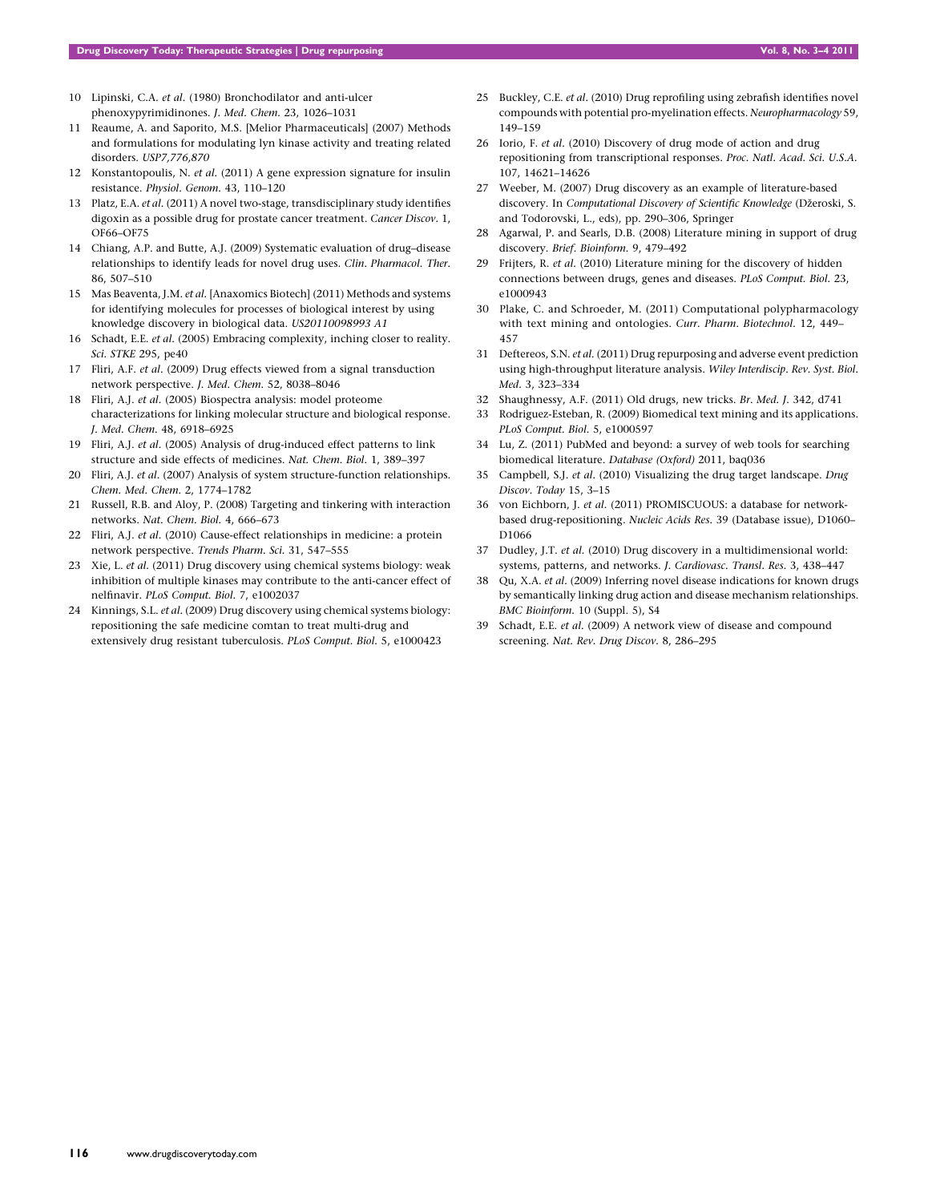10 Lipinski, C.A. *et al.* (1980) Bronchodilator and anti-ulcer phenoxypyrimidinones. *J. Med. Chem.* 23, 1026–1031

11 Reaume, A. and Saporito, M.S. [Melior Pharmaceuticals] (2007) Methods and formulations for modulating lyn kinase activity and treating related disorders. *USP7,776,870*

12 Konstantopoulis, N. *et al.* (2011) A gene expression signature for insulin resistance. *Physiol. Genom.* 43, 110–120

13 Platz, E.A. *et al.* (2011) A novel two-stage, transdisciplinary study identifies digoxin as a possible drug for prostate cancer treatment. *Cancer Discov.* 1, OF66–OF75

14 Chiang, A.P. and Butte, A.J. (2009) Systematic evaluation of drug–disease relationships to identify leads for novel drug uses. *Clin. Pharmacol. Ther.* 86, 507–510

15 Mas Beaventa, J.M. *et al.* [Anaxomics Biotech] (2011) Methods and systems for identifying molecules for processes of biological interest by using knowledge discovery in biological data. *US20110098993 A1*

16 Schadt, E.E. *et al.* (2005) Embracing complexity, inching closer to reality. *Sci. STKE* 295, pe40

17 Fliri, A.F. *et al.* (2009) Drug effects viewed from a signal transduction network perspective. *J. Med. Chem.* 52, 8038–8046

18 Fliri, A.J. *et al.* (2005) Biospectra analysis: model proteome characterizations for linking molecular structure and biological response. *J. Med. Chem.* 48, 6918–6925

19 Fliri, A.J. *et al.* (2005) Analysis of drug-induced effect patterns to link structure and side effects of medicines. *Nat. Chem. Biol.* 1, 389–397

20 Fliri, A.J. *et al.* (2007) Analysis of system structure-function relationships. *Chem. Med. Chem.* 2, 1774–1782

21 Russell, R.B. and Aloy, P. (2008) Targeting and tinkering with interaction networks. *Nat. Chem. Biol.* 4, 666–673

22 Fliri, A.J. *et al.* (2010) Cause-effect relationships in medicine: a protein network perspective. *Trends Pharm. Sci.* 31, 547–555

23 Xie, L. *et al.* (2011) Drug discovery using chemical systems biology: weak inhibition of multiple kinases may contribute to the anti-cancer effect of nelfinavir. *PLoS Comput. Biol.* 7, e1002037

24 Kinnings, S.L. *et al.* (2009) Drug discovery using chemical systems biology: repositioning the safe medicine comtan to treat multi-drug and extensively drug resistant tuberculosis. *PLoS Comput. Biol.* 5, e1000423

25 Buckley, C.E. *et al.* (2010) Drug reprofiling using zebrafish identifies novel compounds with potential pro-myelination effects. *Neuropharmacology* 59, 149–159

26 Iorio, F. *et al.* (2010) Discovery of drug mode of action and drug repositioning from transcriptional responses. *Proc. Natl. Acad. Sci. U.S.A.* 107, 14621–14626

27 Weeber, M. (2007) Drug discovery as an example of literature-based discovery. In *Computational Discovery of Scientific Knowledge* (Džeroski, S. and Todorovski, L., eds), pp. 290–306, Springer

28 Agarwal, P. and Searls, D.B. (2008) Literature mining in support of drug discovery. *Brief. Bioinform.* 9, 479–492

29 Frijters, R. *et al.* (2010) Literature mining for the discovery of hidden connections between drugs, genes and diseases. *PLoS Comput. Biol.* 23, e1000943

30 Plake, C. and Schroeder, M. (2011) Computational polypharmacology with text mining and ontologies. *Curr. Pharm. Biotechnol.* 12, 449–457

31 Deftereos, S.N. *et al.* (2011) Drug repurposing and adverse event prediction using high-throughput literature analysis. *Wiley Interdiscip. Rev. Syst. Biol. Med.* 3, 323–334

32 Shaughnessy, A.F. (2011) Old drugs, new tricks. *Br. Med. J.* 342, d741

33 Rodriguez-Esteban, R. (2009) Biomedical text mining and its applications. *PLoS Comput. Biol.* 5, e1000597

34 Lu, Z. (2011) PubMed and beyond: a survey of web tools for searching biomedical literature. *Database (Oxford)* 2011, baq036

35 Campbell, S.J. *et al.* (2010) Visualizing the drug target landscape. *Drug Discov. Today* 15, 3–15

36 von Eichborn, J. *et al.* (2011) PROMISCUOUS: a database for network-based drug-repositioning. *Nucleic Acids Res.* 39 (Database issue), D1060–D1066

37 Dudley, J.T. *et al.* (2010) Drug discovery in a multidimensional world: systems, patterns, and networks. *J. Cardiovasc. Transl. Res.* 3, 438–447

38 Qu, X.A. *et al.* (2009) Inferring novel disease indications for known drugs by semantically linking drug action and disease mechanism relationships. *BMC Bioinform.* 10 (Suppl. 5), S4

39 Schadt, E.E. *et al.* (2009) A network view of disease and compound screening. *Nat. Rev. Drug Discov.* 8, 286–295